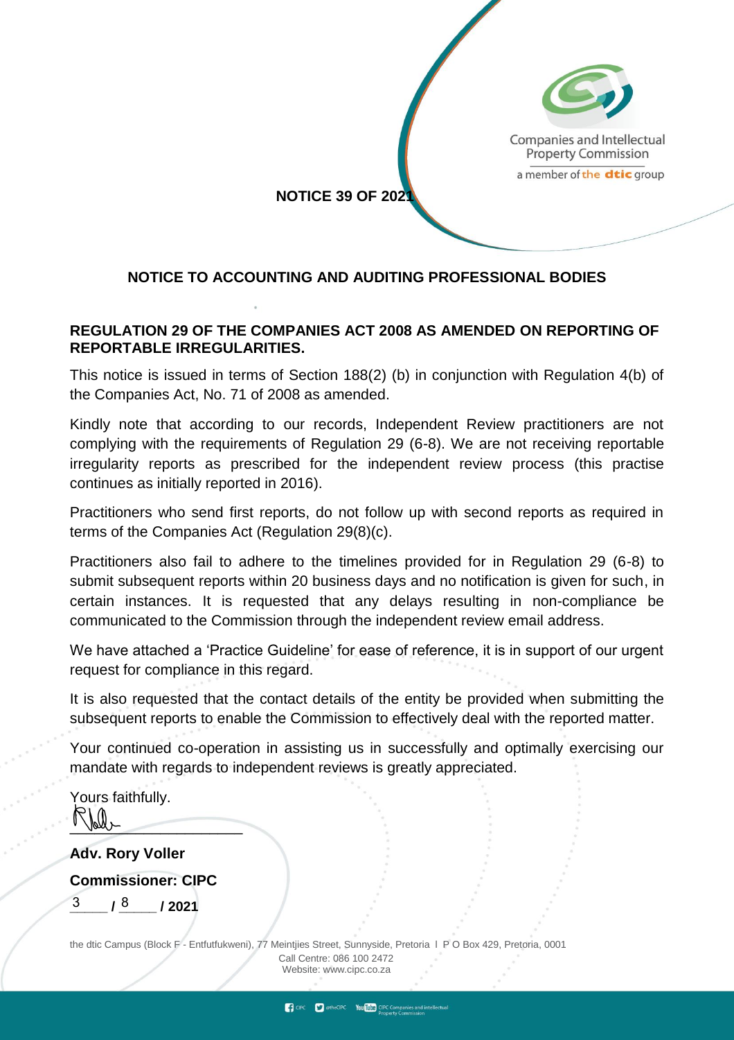Companies and Intellectual Property Commission

a member of the dtic group

**NOTICE 39 OF 2021**

## NOTICE TO ACCOUNTING AND AUDITING PROFESSIONAL BODIES

### REGULATION 29 OF THE COMPANIES ACT 2008 AS AMENDED ON REPORTING OF REPORTABLE IRREGULARITIES.

This notice is issued in terms of Section 188(2) (b) in conjunction with Regulation 4(b) of the Companies Act, No. 71 of 2008 as amended.

Kindly note that according to our records, Independent Review practitioners are not complying with the requirements of Regulation 29 (6-8). We are not receiving reportable irregularity reports as prescribed for the independent review process (this practise continues as initially reported in 2016).

Practitioners who send first reports, do not follow up with second reports as required in terms of the Companies Act (Regulation 29(8)(c).

Practitioners also fail to adhere to the timelines provided for in Regulation 29 (6-8) to submit subsequent reports within 20 business days and no notification is given for such, in certain instances. It is requested that any delays resulting in non-compliance be communicated to the Commission through the independent review email address.

We have attached a 'Practice Guideline' for ease of reference, it is in support of our urgent request for compliance in this regard.

It is also requested that the contact details of the entity be provided when submitting the subsequent reports to enable the Commission to effectively deal with the reported matter.

Your continued co-operation in assisting us in successfully and optimally exercising our mandate with regards to independent reviews is greatly appreciated.

Yours faithfully.

**Adv. Rory Voller**

**Commissioner: CIPC**

3 / 8 / 2021

the dtic Campus (Block F - Entfutfukweni), 77 Meintjies Street, Sunnyside, Pretoria I P O Box 429, Pretoria, 0001
Call Centre: 086 100 2472
Website: www.cipc.co.za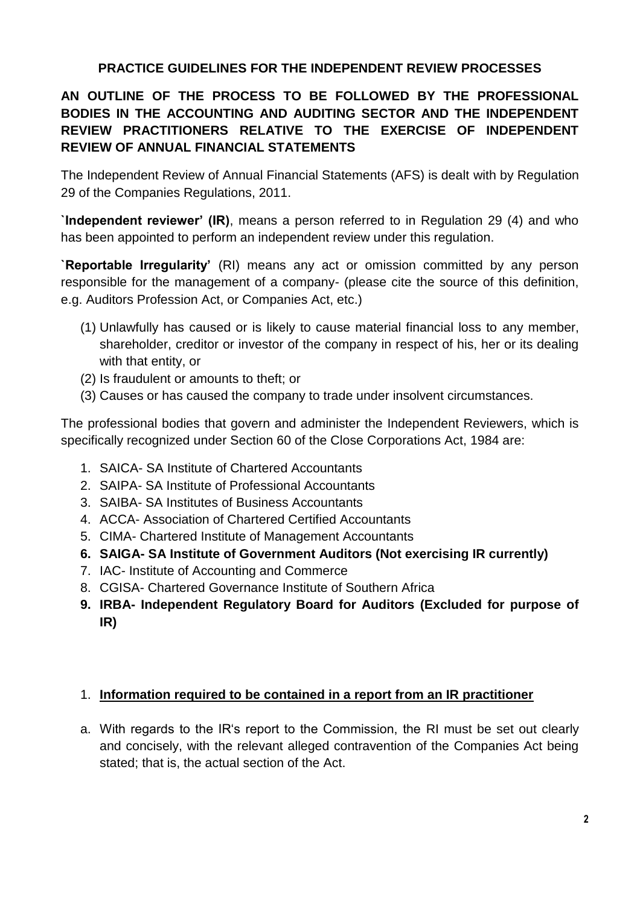**PRACTICE GUIDELINES FOR THE INDEPENDENT REVIEW PROCESSES**

**AN OUTLINE OF THE PROCESS TO BE FOLLOWED BY THE PROFESSIONAL BODIES IN THE ACCOUNTING AND AUDITING SECTOR AND THE INDEPENDENT REVIEW PRACTITIONERS RELATIVE TO THE EXERCISE OF INDEPENDENT REVIEW OF ANNUAL FINANCIAL STATEMENTS**

The Independent Review of Annual Financial Statements (AFS) is dealt with by Regulation 29 of the Companies Regulations, 2011.

**`Independent reviewer' (IR)**, means a person referred to in Regulation 29 (4) and who has been appointed to perform an independent review under this regulation.

**`Reportable Irregularity'** (RI) means any act or omission committed by any person responsible for the management of a company- (please cite the source of this definition, e.g. Auditors Profession Act, or Companies Act, etc.)

(1) Unlawfully has caused or is likely to cause material financial loss to any member, shareholder, creditor or investor of the company in respect of his, her or its dealing with that entity, or
(2) Is fraudulent or amounts to theft; or
(3) Causes or has caused the company to trade under insolvent circumstances.

The professional bodies that govern and administer the Independent Reviewers, which is specifically recognized under Section 60 of the Close Corporations Act, 1984 are:

1. SAICA- SA Institute of Chartered Accountants
2. SAIPA- SA Institute of Professional Accountants
3. SAIBA- SA Institutes of Business Accountants
4. ACCA- Association of Chartered Certified Accountants
5. CIMA- Chartered Institute of Management Accountants
6. **SAIGA- SA Institute of Government Auditors (Not exercising IR currently)**
7. IAC- Institute of Accounting and Commerce
8. CGISA- Chartered Governance Institute of Southern Africa
9. **IRBA- Independent Regulatory Board for Auditors (Excluded for purpose of IR)**

1. **Information required to be contained in a report from an IR practitioner**

a. With regards to the IR's report to the Commission, the RI must be set out clearly and concisely, with the relevant alleged contravention of the Companies Act being stated; that is, the actual section of the Act.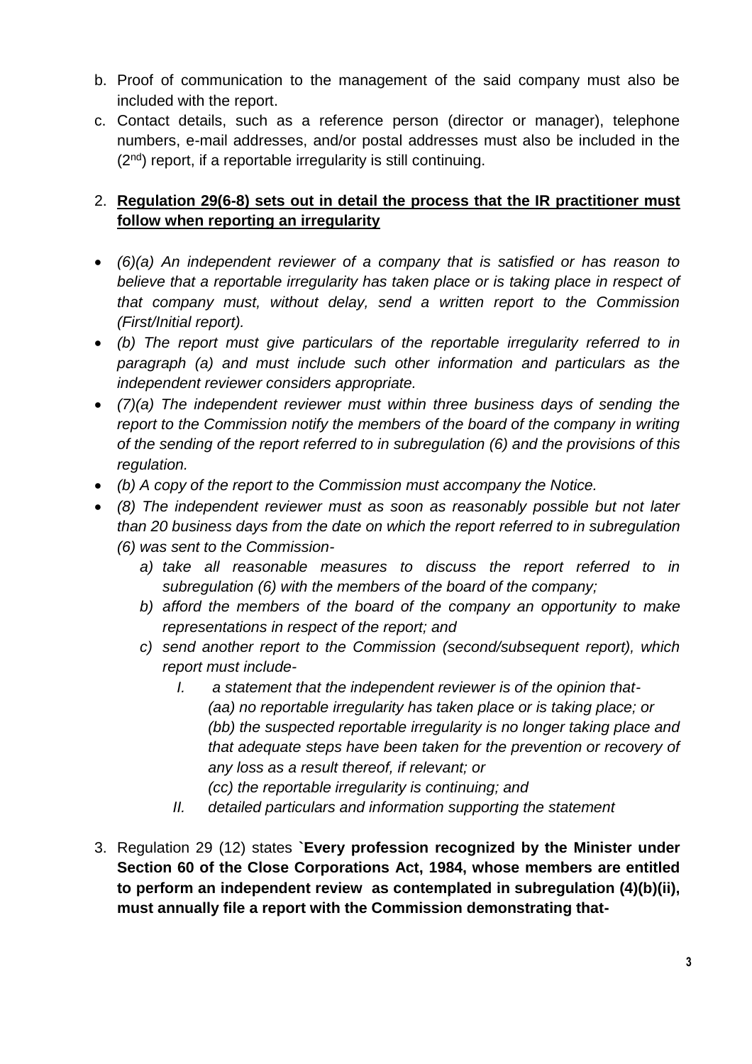b. Proof of communication to the management of the said company must also be included with the report.
c. Contact details, such as a reference person (director or manager), telephone numbers, e-mail addresses, and/or postal addresses must also be included in the (2nd) report, if a reportable irregularity is still continuing.

2. **<u>Regulation 29(6-8) sets out in detail the process that the IR practitioner must follow when reporting an irregularity</u>**

- *(6)(a) An independent reviewer of a company that is satisfied or has reason to believe that a reportable irregularity has taken place or is taking place in respect of that company must, without delay, send a written report to the Commission (First/Initial report).*
- *(b) The report must give particulars of the reportable irregularity referred to in paragraph (a) and must include such other information and particulars as the independent reviewer considers appropriate.*
- *(7)(a) The independent reviewer must within three business days of sending the report to the Commission notify the members of the board of the company in writing of the sending of the report referred to in subregulation (6) and the provisions of this regulation.*
- *(b) A copy of the report to the Commission must accompany the Notice.*
- *(8) The independent reviewer must as soon as reasonably possible but not later than 20 business days from the date on which the report referred to in subregulation (6) was sent to the Commission-*
    - *a) take all reasonable measures to discuss the report referred to in subregulation (6) with the members of the board of the company;*
    - *b) afford the members of the board of the company an opportunity to make representations in respect of the report; and*
    - *c) send another report to the Commission (second/subsequent report), which report must include-*
        - *I. a statement that the independent reviewer is of the opinion that-*
          *(aa) no reportable irregularity has taken place or is taking place; or*
          *(bb) the suspected reportable irregularity is no longer taking place and that adequate steps have been taken for the prevention or recovery of any loss as a result thereof, if relevant; or*
          *(cc) the reportable irregularity is continuing; and*
        - *II. detailed particulars and information supporting the statement*

3. Regulation 29 (12) states **`Every profession recognized by the Minister under Section 60 of the Close Corporations Act, 1984, whose members are entitled to perform an independent review as contemplated in subregulation (4)(b)(ii), must annually file a report with the Commission demonstrating that-**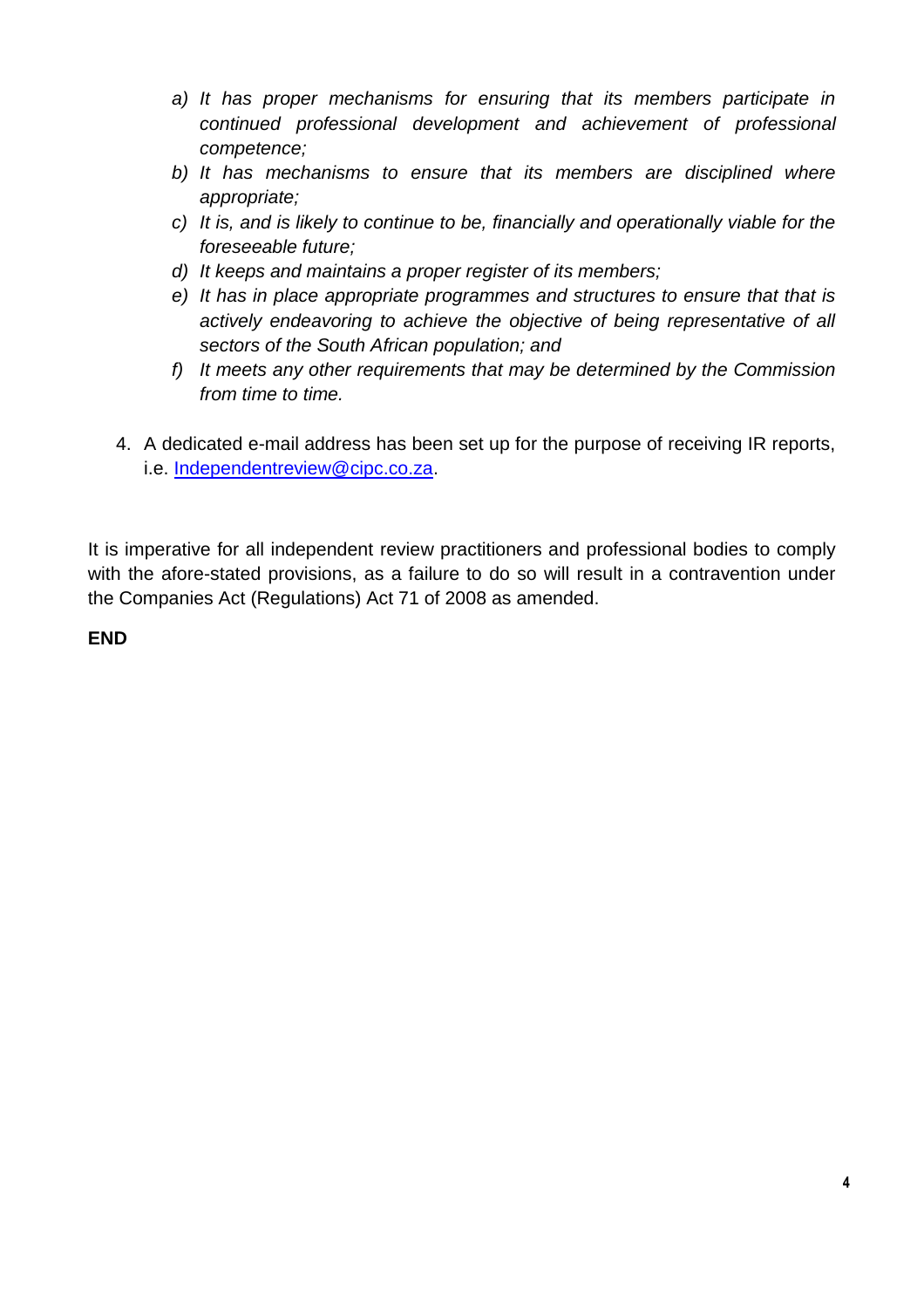a) *It has proper mechanisms for ensuring that its members participate in continued professional development and achievement of professional competence;*
b) *It has mechanisms to ensure that its members are disciplined where appropriate;*
c) *It is, and is likely to continue to be, financially and operationally viable for the foreseeable future;*
d) *It keeps and maintains a proper register of its members;*
e) *It has in place appropriate programmes and structures to ensure that that is actively endeavoring to achieve the objective of being representative of all sectors of the South African population; and*
f) *It meets any other requirements that may be determined by the Commission from time to time.*

4. A dedicated e-mail address has been set up for the purpose of receiving IR reports, i.e. Independentreview@cipc.co.za.

It is imperative for all independent review practitioners and professional bodies to comply with the afore-stated provisions, as a failure to do so will result in a contravention under the Companies Act (Regulations) Act 71 of 2008 as amended.

**END**